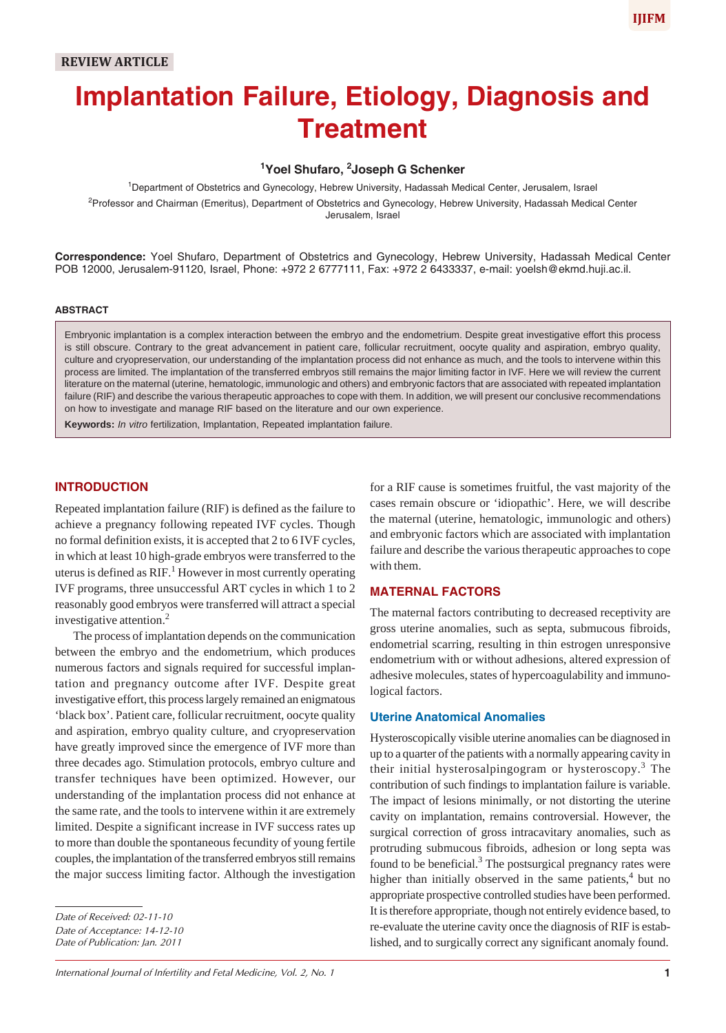REVIEW ARTICLE

# Implantation Failure, Etiology, Diagnosis and Treatment

[1]Yoel Shufaro, [2]Joseph G Schenker

[1]Department of Obstetrics and Gynecology, Hebrew University, Hadassah Medical Center, Jerusalem, Israel

[2]Professor and Chairman (Emeritus), Department of Obstetrics and Gynecology, Hebrew University, Hadassah Medical Center Jerusalem, Israel

**Correspondence:** Yoel Shufaro, Department of Obstetrics and Gynecology, Hebrew University, Hadassah Medical Center POB 12000, Jerusalem-91120, Israel, Phone: +972 2 6777111, Fax: +972 2 6433337, e-mail: yoelsh@ekmd.huji.ac.il.

#### ABSTRACT

Embryonic implantation is a complex interaction between the embryo and the endometrium. Despite great investigative effort this process is still obscure. Contrary to the great advancement in patient care, follicular recruitment, oocyte quality and aspiration, embryo quality, culture and cryopreservation, our understanding of the implantation process did not enhance as much, and the tools to intervene within this process are limited. The implantation of the transferred embryos still remains the major limiting factor in IVF. Here we will review the current literature on the maternal (uterine, hematologic, immunologic and others) and embryonic factors that are associated with repeated implantation failure (RIF) and describe the various therapeutic approaches to cope with them. In addition, we will present our conclusive recommendations on how to investigate and manage RIF based on the literature and our own experience.

**Keywords:** *In vitro* fertilization, Implantation, Repeated implantation failure.

## INTRODUCTION

Repeated implantation failure (RIF) is defined as the failure to achieve a pregnancy following repeated IVF cycles. Though no formal definition exists, it is accepted that 2 to 6 IVF cycles, in which at least 10 high-grade embryos were transferred to the uterus is defined as RIF.[1] However in most currently operating IVF programs, three unsuccessful ART cycles in which 1 to 2 reasonably good embryos were transferred will attract a special investigative attention.[2]

The process of implantation depends on the communication between the embryo and the endometrium, which produces numerous factors and signals required for successful implantation and pregnancy outcome after IVF. Despite great investigative effort, this process largely remained an enigmatous 'black box'. Patient care, follicular recruitment, oocyte quality and aspiration, embryo quality culture, and cryopreservation have greatly improved since the emergence of IVF more than three decades ago. Stimulation protocols, embryo culture and transfer techniques have been optimized. However, our understanding of the implantation process did not enhance at the same rate, and the tools to intervene within it are extremely limited. Despite a significant increase in IVF success rates up to more than double the spontaneous fecundity of young fertile couples, the implantation of the transferred embryos still remains the major success limiting factor. Although the investigation for a RIF cause is sometimes fruitful, the vast majority of the cases remain obscure or 'idiopathic'. Here, we will describe the maternal (uterine, hematologic, immunologic and others) and embryonic factors which are associated with implantation failure and describe the various therapeutic approaches to cope with them.

## MATERNAL FACTORS

The maternal factors contributing to decreased receptivity are gross uterine anomalies, such as septa, submucous fibroids, endometrial scarring, resulting in thin estrogen unresponsive endometrium with or without adhesions, altered expression of adhesive molecules, states of hypercoagulability and immunological factors.

### Uterine Anatomical Anomalies

Hysteroscopically visible uterine anomalies can be diagnosed in up to a quarter of the patients with a normally appearing cavity in their initial hysterosalpingogram or hysteroscopy.[3] The contribution of such findings to implantation failure is variable. The impact of lesions minimally, or not distorting the uterine cavity on implantation, remains controversial. However, the surgical correction of gross intracavitary anomalies, such as protruding submucous fibroids, adhesion or long septa was found to be beneficial.[3] The postsurgical pregnancy rates were higher than initially observed in the same patients,[4] but no appropriate prospective controlled studies have been performed. It is therefore appropriate, though not entirely evidence based, to re-evaluate the uterine cavity once the diagnosis of RIF is established, and to surgically correct any significant anomaly found.

*Date of Received: 02-11-10*
*Date of Acceptance: 14-12-10*
*Date of Publication: Jan. 2011*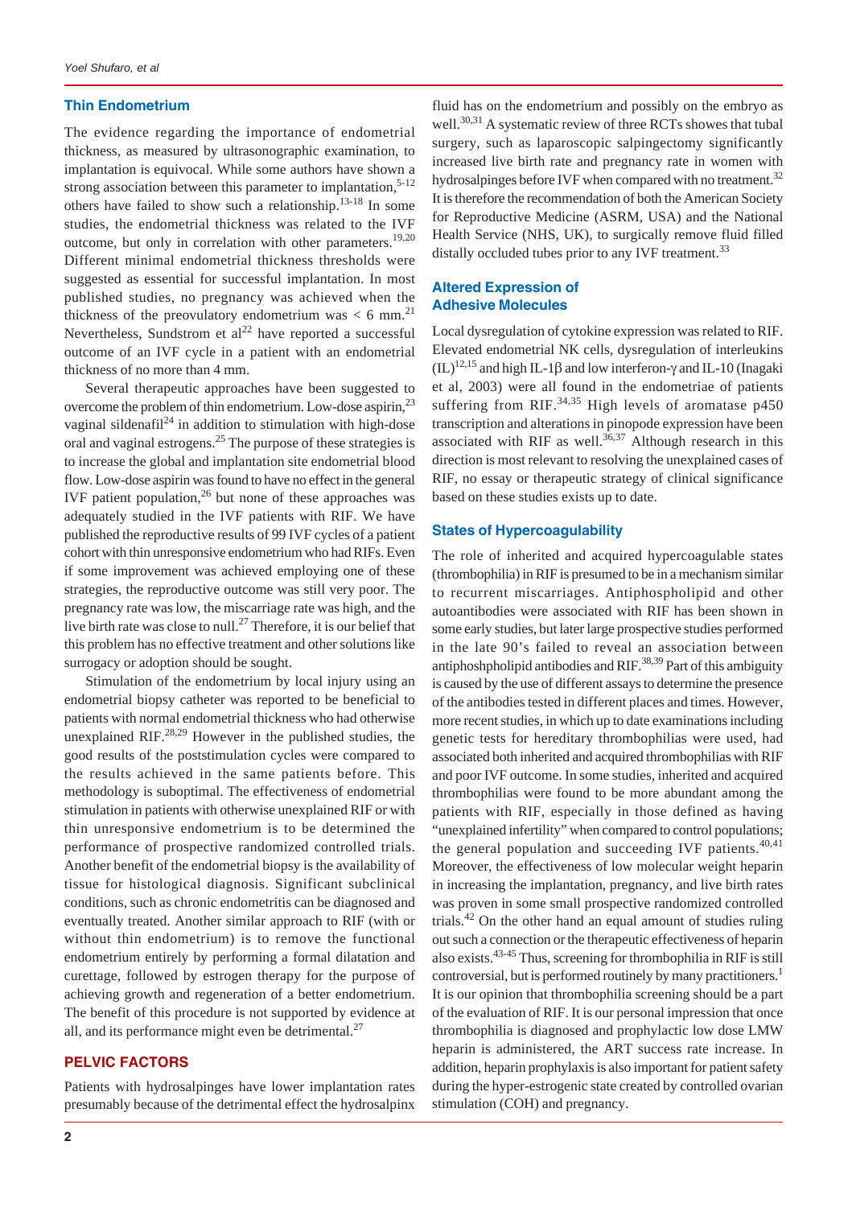## Thin Endometrium

The evidence regarding the importance of endometrial thickness, as measured by ultrasonographic examination, to implantation is equivocal. While some authors have shown a strong association between this parameter to implantation,[5-12] others have failed to show such a relationship.[13-18] In some studies, the endometrial thickness was related to the IVF outcome, but only in correlation with other parameters.[19,20] Different minimal endometrial thickness thresholds were suggested as essential for successful implantation. In most published studies, no pregnancy was achieved when the thickness of the preovulatory endometrium was < 6 mm.[21] Nevertheless, Sundstrom et al[22] have reported a successful outcome of an IVF cycle in a patient with an endometrial thickness of no more than 4 mm.

Several therapeutic approaches have been suggested to overcome the problem of thin endometrium. Low-dose aspirin,[23] vaginal sildenafil[24] in addition to stimulation with high-dose oral and vaginal estrogens.[25] The purpose of these strategies is to increase the global and implantation site endometrial blood flow. Low-dose aspirin was found to have no effect in the general IVF patient population,[26] but none of these approaches was adequately studied in the IVF patients with RIF. We have published the reproductive results of 99 IVF cycles of a patient cohort with thin unresponsive endometrium who had RIFs. Even if some improvement was achieved employing one of these strategies, the reproductive outcome was still very poor. The pregnancy rate was low, the miscarriage rate was high, and the live birth rate was close to null.[27] Therefore, it is our belief that this problem has no effective treatment and other solutions like surrogacy or adoption should be sought.

Stimulation of the endometrium by local injury using an endometrial biopsy catheter was reported to be beneficial to patients with normal endometrial thickness who had otherwise unexplained RIF.[28,29] However in the published studies, the good results of the poststimulation cycles were compared to the results achieved in the same patients before. This methodology is suboptimal. The effectiveness of endometrial stimulation in patients with otherwise unexplained RIF or with thin unresponsive endometrium is to be determined the performance of prospective randomized controlled trials. Another benefit of the endometrial biopsy is the availability of tissue for histological diagnosis. Significant subclinical conditions, such as chronic endometritis can be diagnosed and eventually treated. Another similar approach to RIF (with or without thin endometrium) is to remove the functional endometrium entirely by performing a formal dilatation and curettage, followed by estrogen therapy for the purpose of achieving growth and regeneration of a better endometrium. The benefit of this procedure is not supported by evidence at all, and its performance might even be detrimental.[27]

## PELVIC FACTORS

Patients with hydrosalpinges have lower implantation rates presumably because of the detrimental effect the hydrosalpinx fluid has on the endometrium and possibly on the embryo as well.[30,31] A systematic review of three RCTs showes that tubal surgery, such as laparoscopic salpingectomy significantly increased live birth rate and pregnancy rate in women with hydrosalpinges before IVF when compared with no treatment.[32] It is therefore the recommendation of both the American Society for Reproductive Medicine (ASRM, USA) and the National Health Service (NHS, UK), to surgically remove fluid filled distally occluded tubes prior to any IVF treatment.[33]

## Altered Expression of Adhesive Molecules

Local dysregulation of cytokine expression was related to RIF. Elevated endometrial NK cells, dysregulation of interleukins (IL)[12,15] and high IL-1β and low interferon-γ and IL-10 (Inagaki et al, 2003) were all found in the endometriae of patients suffering from RIF.[34,35] High levels of aromatase p450 transcription and alterations in pinopode expression have been associated with RIF as well.[36,37] Although research in this direction is most relevant to resolving the unexplained cases of RIF, no essay or therapeutic strategy of clinical significance based on these studies exists up to date.

## States of Hypercoagulability

The role of inherited and acquired hypercoagulable states (thrombophilia) in RIF is presumed to be in a mechanism similar to recurrent miscarriages. Antiphospholipid and other autoantibodies were associated with RIF has been shown in some early studies, but later large prospective studies performed in the late 90's failed to reveal an association between antiphoshpholipid antibodies and RIF.[38,39] Part of this ambiguity is caused by the use of different assays to determine the presence of the antibodies tested in different places and times. However, more recent studies, in which up to date examinations including genetic tests for hereditary thrombophilias were used, had associated both inherited and acquired thrombophilias with RIF and poor IVF outcome. In some studies, inherited and acquired thrombophilias were found to be more abundant among the patients with RIF, especially in those defined as having "unexplained infertility" when compared to control populations; the general population and succeeding IVF patients.[40,41] Moreover, the effectiveness of low molecular weight heparin in increasing the implantation, pregnancy, and live birth rates was proven in some small prospective randomized controlled trials.[42] On the other hand an equal amount of studies ruling out such a connection or the therapeutic effectiveness of heparin also exists.[43-45] Thus, screening for thrombophilia in RIF is still controversial, but is performed routinely by many practitioners.[1] It is our opinion that thrombophilia screening should be a part of the evaluation of RIF. It is our personal impression that once thrombophilia is diagnosed and prophylactic low dose LMW heparin is administered, the ART success rate increase. In addition, heparin prophylaxis is also important for patient safety during the hyper-estrogenic state created by controlled ovarian stimulation (COH) and pregnancy.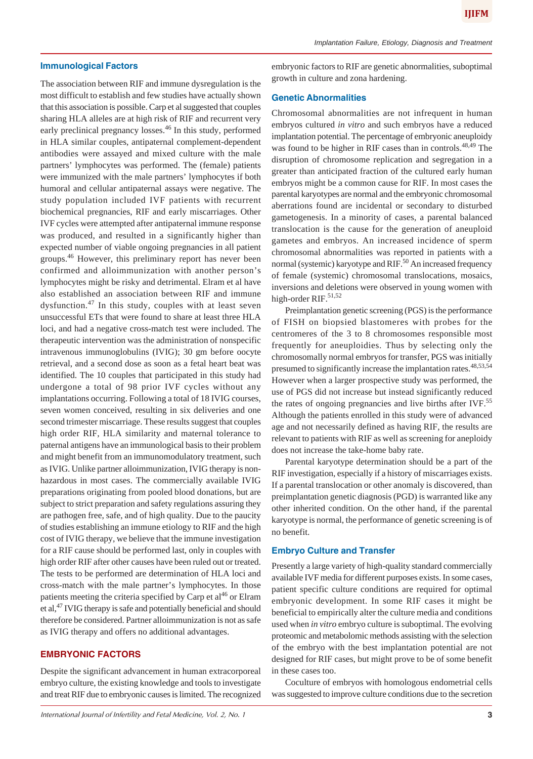### Immunological Factors

The association between RIF and immune dysregulation is the most difficult to establish and few studies have actually shown that this association is possible. Carp et al suggested that couples sharing HLA alleles are at high risk of RIF and recurrent very early preclinical pregnancy losses.[46] In this study, performed in HLA similar couples, antipaternal complement-dependent antibodies were assayed and mixed culture with the male partners' lymphocytes was performed. The (female) patients were immunized with the male partners' lymphocytes if both humoral and cellular antipaternal assays were negative. The study population included IVF patients with recurrent biochemical pregnancies, RIF and early miscarriages. Other IVF cycles were attempted after antipaternal immune response was produced, and resulted in a significantly higher than expected number of viable ongoing pregnancies in all patient groups.[46] However, this preliminary report has never been confirmed and alloimmunization with another person's lymphocytes might be risky and detrimental. Elram et al have also established an association between RIF and immune dysfunction.[47] In this study, couples with at least seven unsuccessful ETs that were found to share at least three HLA loci, and had a negative cross-match test were included. The therapeutic intervention was the administration of nonspecific intravenous immunoglobulins (IVIG); 30 gm before oocyte retrieval, and a second dose as soon as a fetal heart beat was identified. The 10 couples that participated in this study had undergone a total of 98 prior IVF cycles without any implantations occurring. Following a total of 18 IVIG courses, seven women conceived, resulting in six deliveries and one second trimester miscarriage. These results suggest that couples high order RIF, HLA similarity and maternal tolerance to paternal antigens have an immunological basis to their problem and might benefit from an immunomodulatory treatment, such as IVIG. Unlike partner alloimmunization, IVIG therapy is non-hazardous in most cases. The commercially available IVIG preparations originating from pooled blood donations, but are subject to strict preparation and safety regulations assuring they are pathogen free, safe, and of high quality. Due to the paucity of studies establishing an immune etiology to RIF and the high cost of IVIG therapy, we believe that the immune investigation for a RIF cause should be performed last, only in couples with high order RIF after other causes have been ruled out or treated. The tests to be performed are determination of HLA loci and cross-match with the male partner's lymphocytes. In those patients meeting the criteria specified by Carp et al[46] or Elram et al,[47] IVIG therapy is safe and potentially beneficial and should therefore be considered. Partner alloimmunization is not as safe as IVIG therapy and offers no additional advantages.

## EMBRYONIC FACTORS

Despite the significant advancement in human extracorporeal embryo culture, the existing knowledge and tools to investigate and treat RIF due to embryonic causes is limited. The recognized embryonic factors to RIF are genetic abnormalities, suboptimal growth in culture and zona hardening.

### Genetic Abnormalities

Chromosomal abnormalities are not infrequent in human embryos cultured *in vitro* and such embryos have a reduced implantation potential. The percentage of embryonic aneuploidy was found to be higher in RIF cases than in controls.[48,49] The disruption of chromosome replication and segregation in a greater than anticipated fraction of the cultured early human embryos might be a common cause for RIF. In most cases the parental karyotypes are normal and the embryonic chromosomal aberrations found are incidental or secondary to disturbed gametogenesis. In a minority of cases, a parental balanced translocation is the cause for the generation of aneuploid gametes and embryos. An increased incidence of sperm chromosomal abnormalities was reported in patients with a normal (systemic) karyotype and RIF.[50] An increased frequency of female (systemic) chromosomal translocations, mosaics, inversions and deletions were observed in young women with high-order RIF.[51,52]

Preimplantation genetic screening (PGS) is the performance of FISH on biopsied blastomeres with probes for the centromeres of the 3 to 8 chromosomes responsible most frequently for aneuploidies. Thus by selecting only the chromosomally normal embryos for transfer, PGS was initially presumed to significantly increase the implantation rates.[48,53,54] However when a larger prospective study was performed, the use of PGS did not increase but instead significantly reduced the rates of ongoing pregnancies and live births after IVF.[55] Although the patients enrolled in this study were of advanced age and not necessarily defined as having RIF, the results are relevant to patients with RIF as well as screening for anepoloidy does not increase the take-home baby rate.

Parental karyotype determination should be a part of the RIF investigation, especially if a history of miscarriages exists. If a parental translocation or other anomaly is discovered, than preimplantation genetic diagnosis (PGD) is warranted like any other inherited condition. On the other hand, if the parental karyotype is normal, the performance of genetic screening is of no benefit.

### Embryo Culture and Transfer

Presently a large variety of high-quality standard commercially available IVF media for different purposes exists. In some cases, patient specific culture conditions are required for optimal embryonic development. In some RIF cases it might be beneficial to empirically alter the culture media and conditions used when *in vitro* embryo culture is suboptimal. The evolving proteomic and metabolomic methods assisting with the selection of the embryo with the best implantation potential are not designed for RIF cases, but might prove to be of some benefit in these cases too.

Coculture of embryos with homologous endometrial cells was suggested to improve culture conditions due to the secretion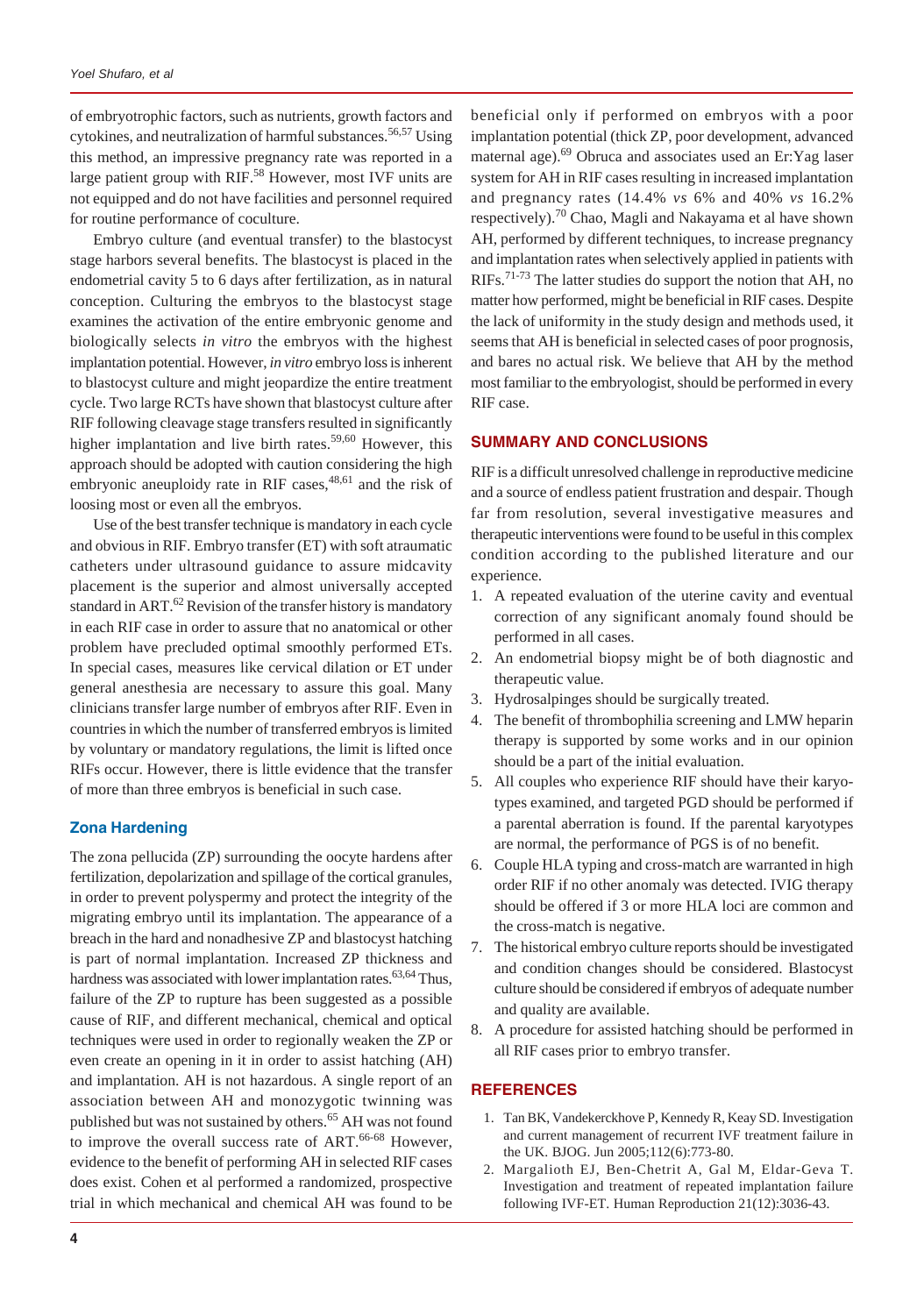of embryotrophic factors, such as nutrients, growth factors and cytokines, and neutralization of harmful substances.[56,57] Using this method, an impressive pregnancy rate was reported in a large patient group with RIF.[58] However, most IVF units are not equipped and do not have facilities and personnel required for routine performance of coculture.

Embryo culture (and eventual transfer) to the blastocyst stage harbors several benefits. The blastocyst is placed in the endometrial cavity 5 to 6 days after fertilization, as in natural conception. Culturing the embryos to the blastocyst stage examines the activation of the entire embryonic genome and biologically selects *in vitro* the embryos with the highest implantation potential. However, *in vitro* embryo loss is inherent to blastocyst culture and might jeopardize the entire treatment cycle. Two large RCTs have shown that blastocyst culture after RIF following cleavage stage transfers resulted in significantly higher implantation and live birth rates.[59,60] However, this approach should be adopted with caution considering the high embryonic aneuploidy rate in RIF cases,[48,61] and the risk of loosing most or even all the embryos.

Use of the best transfer technique is mandatory in each cycle and obvious in RIF. Embryo transfer (ET) with soft atraumatic catheters under ultrasound guidance to assure midcavity placement is the superior and almost universally accepted standard in ART.[62] Revision of the transfer history is mandatory in each RIF case in order to assure that no anatomical or other problem have precluded optimal smoothly performed ETs. In special cases, measures like cervical dilation or ET under general anesthesia are necessary to assure this goal. Many clinicians transfer large number of embryos after RIF. Even in countries in which the number of transferred embryos is limited by voluntary or mandatory regulations, the limit is lifted once RIFs occur. However, there is little evidence that the transfer of more than three embryos is beneficial in such case.

### Zona Hardening

The zona pellucida (ZP) surrounding the oocyte hardens after fertilization, depolarization and spillage of the cortical granules, in order to prevent polyspermy and protect the integrity of the migrating embryo until its implantation. The appearance of a breach in the hard and nonadhesive ZP and blastocyst hatching is part of normal implantation. Increased ZP thickness and hardness was associated with lower implantation rates.[63,64] Thus, failure of the ZP to rupture has been suggested as a possible cause of RIF, and different mechanical, chemical and optical techniques were used in order to regionally weaken the ZP or even create an opening in it in order to assist hatching (AH) and implantation. AH is not hazardous. A single report of an association between AH and monozygotic twinning was published but was not sustained by others.[65] AH was not found to improve the overall success rate of ART.[66-68] However, evidence to the benefit of performing AH in selected RIF cases does exist. Cohen et al performed a randomized, prospective trial in which mechanical and chemical AH was found to be beneficial only if performed on embryos with a poor implantation potential (thick ZP, poor development, advanced maternal age).[69] Obruca and associates used an Er:Yag laser system for AH in RIF cases resulting in increased implantation and pregnancy rates (14.4% *vs* 6% and 40% *vs* 16.2% respectively).[70] Chao, Magli and Nakayama et al have shown AH, performed by different techniques, to increase pregnancy and implantation rates when selectively applied in patients with RIFs.[71-73] The latter studies do support the notion that AH, no matter how performed, might be beneficial in RIF cases. Despite the lack of uniformity in the study design and methods used, it seems that AH is beneficial in selected cases of poor prognosis, and bares no actual risk. We believe that AH by the method most familiar to the embryologist, should be performed in every RIF case.

## SUMMARY AND CONCLUSIONS

RIF is a difficult unresolved challenge in reproductive medicine and a source of endless patient frustration and despair. Though far from resolution, several investigative measures and therapeutic interventions were found to be useful in this complex condition according to the published literature and our experience.

1. A repeated evaluation of the uterine cavity and eventual correction of any significant anomaly found should be performed in all cases.
2. An endometrial biopsy might be of both diagnostic and therapeutic value.
3. Hydrosalpinges should be surgically treated.
4. The benefit of thrombophilia screening and LMW heparin therapy is supported by some works and in our opinion should be a part of the initial evaluation.
5. All couples who experience RIF should have their karyotypes examined, and targeted PGD should be performed if a parental aberration is found. If the parental karyotypes are normal, the performance of PGS is of no benefit.
6. Couple HLA typing and cross-match are warranted in high order RIF if no other anomaly was detected. IVIG therapy should be offered if 3 or more HLA loci are common and the cross-match is negative.
7. The historical embryo culture reports should be investigated and condition changes should be considered. Blastocyst culture should be considered if embryos of adequate number and quality are available.
8. A procedure for assisted hatching should be performed in all RIF cases prior to embryo transfer.

## REFERENCES

1. Tan BK, Vandekerckhove P, Kennedy R, Keay SD. Investigation and current management of recurrent IVF treatment failure in the UK. BJOG. Jun 2005;112(6):773-80.
2. Margalioth EJ, Ben-Chetrit A, Gal M, Eldar-Geva T. Investigation and treatment of repeated implantation failure following IVF-ET. Human Reproduction 21(12):3036-43.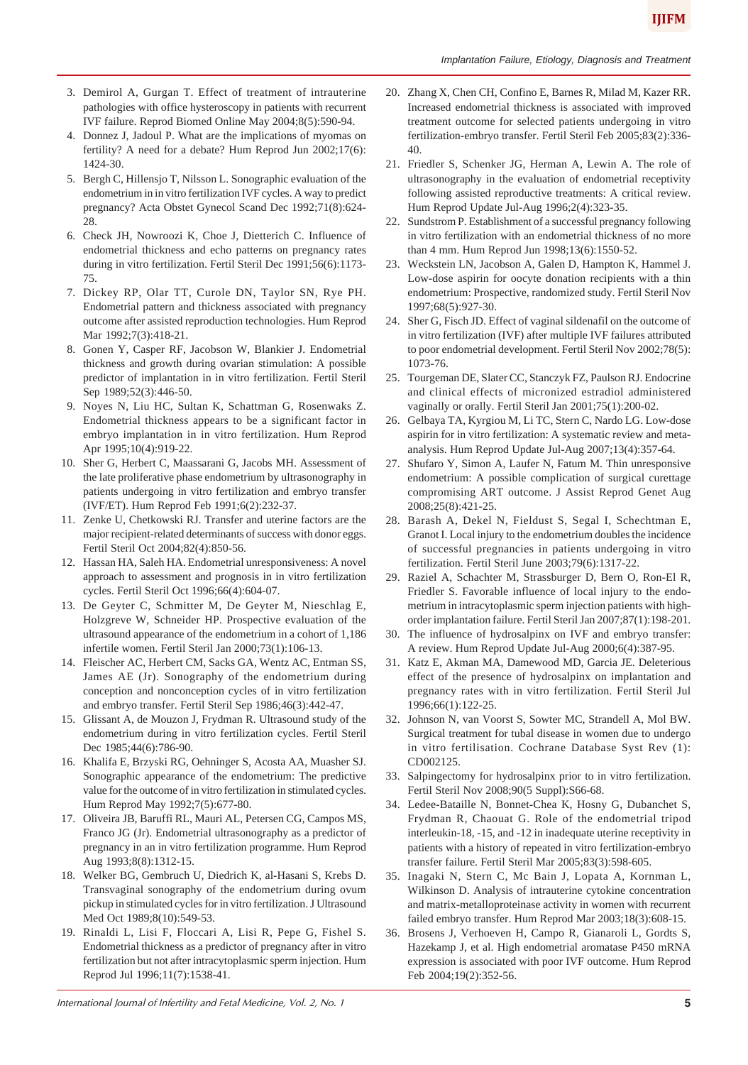3. Demirol A, Gurgan T. Effect of treatment of intrauterine pathologies with office hysteroscopy in patients with recurrent IVF failure. Reprod Biomed Online May 2004;8(5):590-94.
4. Donnez J, Jadoul P. What are the implications of myomas on fertility? A need for a debate? Hum Reprod Jun 2002;17(6): 1424-30.
5. Bergh C, Hillensjo T, Nilsson L. Sonographic evaluation of the endometrium in in vitro fertilization IVF cycles. A way to predict pregnancy? Acta Obstet Gynecol Scand Dec 1992;71(8):624-28.
6. Check JH, Nowroozi K, Choe J, Dietterich C. Influence of endometrial thickness and echo patterns on pregnancy rates during in vitro fertilization. Fertil Steril Dec 1991;56(6):1173-75.
7. Dickey RP, Olar TT, Curole DN, Taylor SN, Rye PH. Endometrial pattern and thickness associated with pregnancy outcome after assisted reproduction technologies. Hum Reprod Mar 1992;7(3):418-21.
8. Gonen Y, Casper RF, Jacobson W, Blankier J. Endometrial thickness and growth during ovarian stimulation: A possible predictor of implantation in in vitro fertilization. Fertil Steril Sep 1989;52(3):446-50.
9. Noyes N, Liu HC, Sultan K, Schattman G, Rosenwaks Z. Endometrial thickness appears to be a significant factor in embryo implantation in in vitro fertilization. Hum Reprod Apr 1995;10(4):919-22.
10. Sher G, Herbert C, Maassarani G, Jacobs MH. Assessment of the late proliferative phase endometrium by ultrasonography in patients undergoing in vitro fertilization and embryo transfer (IVF/ET). Hum Reprod Feb 1991;6(2):232-37.
11. Zenke U, Chetkowski RJ. Transfer and uterine factors are the major recipient-related determinants of success with donor eggs. Fertil Steril Oct 2004;82(4):850-56.
12. Hassan HA, Saleh HA. Endometrial unresponsiveness: A novel approach to assessment and prognosis in in vitro fertilization cycles. Fertil Steril Oct 1996;66(4):604-07.
13. De Geyter C, Schmitter M, De Geyter M, Nieschlag E, Holzgreve W, Schneider HP. Prospective evaluation of the ultrasound appearance of the endometrium in a cohort of 1,186 infertile women. Fertil Steril Jan 2000;73(1):106-13.
14. Fleischer AC, Herbert CM, Sacks GA, Wentz AC, Entman SS, James AE (Jr). Sonography of the endometrium during conception and nonconception cycles of in vitro fertilization and embryo transfer. Fertil Steril Sep 1986;46(3):442-47.
15. Glissant A, de Mouzon J, Frydman R. Ultrasound study of the endometrium during in vitro fertilization cycles. Fertil Steril Dec 1985;44(6):786-90.
16. Khalifa E, Brzyski RG, Oehninger S, Acosta AA, Muasher SJ. Sonographic appearance of the endometrium: The predictive value for the outcome of in vitro fertilization in stimulated cycles. Hum Reprod May 1992;7(5):677-80.
17. Oliveira JB, Baruffi RL, Mauri AL, Petersen CG, Campos MS, Franco JG (Jr). Endometrial ultrasonography as a predictor of pregnancy in an in vitro fertilization programme. Hum Reprod Aug 1993;8(8):1312-15.
18. Welker BG, Gembruch U, Diedrich K, al-Hasani S, Krebs D. Transvaginal sonography of the endometrium during ovum pickup in stimulated cycles for in vitro fertilization. J Ultrasound Med Oct 1989;8(10):549-53.
19. Rinaldi L, Lisi F, Floccari A, Lisi R, Pepe G, Fishel S. Endometrial thickness as a predictor of pregnancy after in vitro fertilization but not after intracytoplasmic sperm injection. Hum Reprod Jul 1996;11(7):1538-41.
20. Zhang X, Chen CH, Confino E, Barnes R, Milad M, Kazer RR. Increased endometrial thickness is associated with improved treatment outcome for selected patients undergoing in vitro fertilization-embryo transfer. Fertil Steril Feb 2005;83(2):336-40.
21. Friedler S, Schenker JG, Herman A, Lewin A. The role of ultrasonography in the evaluation of endometrial receptivity following assisted reproductive treatments: A critical review. Hum Reprod Update Jul-Aug 1996;2(4):323-35.
22. Sundstrom P. Establishment of a successful pregnancy following in vitro fertilization with an endometrial thickness of no more than 4 mm. Hum Reprod Jun 1998;13(6):1550-52.
23. Weckstein LN, Jacobson A, Galen D, Hampton K, Hammel J. Low-dose aspirin for oocyte donation recipients with a thin endometrium: Prospective, randomized study. Fertil Steril Nov 1997;68(5):927-30.
24. Sher G, Fisch JD. Effect of vaginal sildenafil on the outcome of in vitro fertilization (IVF) after multiple IVF failures attributed to poor endometrial development. Fertil Steril Nov 2002;78(5): 1073-76.
25. Tourgeman DE, Slater CC, Stanczyk FZ, Paulson RJ. Endocrine and clinical effects of micronized estradiol administered vaginally or orally. Fertil Steril Jan 2001;75(1):200-02.
26. Gelbaya TA, Kyrgiou M, Li TC, Stern C, Nardo LG. Low-dose aspirin for in vitro fertilization: A systematic review and meta-analysis. Hum Reprod Update Jul-Aug 2007;13(4):357-64.
27. Shufaro Y, Simon A, Laufer N, Fatum M. Thin unresponsive endometrium: A possible complication of surgical curettage compromising ART outcome. J Assist Reprod Genet Aug 2008;25(8):421-25.
28. Barash A, Dekel N, Fieldust S, Segal I, Schechtman E, Granot I. Local injury to the endometrium doubles the incidence of successful pregnancies in patients undergoing in vitro fertilization. Fertil Steril June 2003;79(6):1317-22.
29. Raziel A, Schachter M, Strassburger D, Bern O, Ron-El R, Friedler S. Favorable influence of local injury to the endometrium in intracytoplasmic sperm injection patients with high-order implantation failure. Fertil Steril Jan 2007;87(1):198-201.
30. The influence of hydrosalpinx on IVF and embryo transfer: A review. Hum Reprod Update Jul-Aug 2000;6(4):387-95.
31. Katz E, Akman MA, Damewood MD, Garcia JE. Deleterious effect of the presence of hydrosalpinx on implantation and pregnancy rates with in vitro fertilization. Fertil Steril Jul 1996;66(1):122-25.
32. Johnson N, van Voorst S, Sowter MC, Strandell A, Mol BW. Surgical treatment for tubal disease in women due to undergo in vitro fertilisation. Cochrane Database Syst Rev (1): CD002125.
33. Salpingectomy for hydrosalpinx prior to in vitro fertilization. Fertil Steril Nov 2008;90(5 Suppl):S66-68.
34. Ledee-Bataille N, Bonnet-Chea K, Hosny G, Dubanchet S, Frydman R, Chaouat G. Role of the endometrial tripod interleukin-18, -15, and -12 in inadequate uterine receptivity in patients with a history of repeated in vitro fertilization-embryo transfer failure. Fertil Steril Mar 2005;83(3):598-605.
35. Inagaki N, Stern C, Mc Bain J, Lopata A, Kornman L, Wilkinson D. Analysis of intrauterine cytokine concentration and matrix-metalloproteinase activity in women with recurrent failed embryo transfer. Hum Reprod Mar 2003;18(3):608-15.
36. Brosens J, Verhoeven H, Campo R, Gianaroli L, Gordts S, Hazekamp J, et al. High endometrial aromatase P450 mRNA expression is associated with poor IVF outcome. Hum Reprod Feb 2004;19(2):352-56.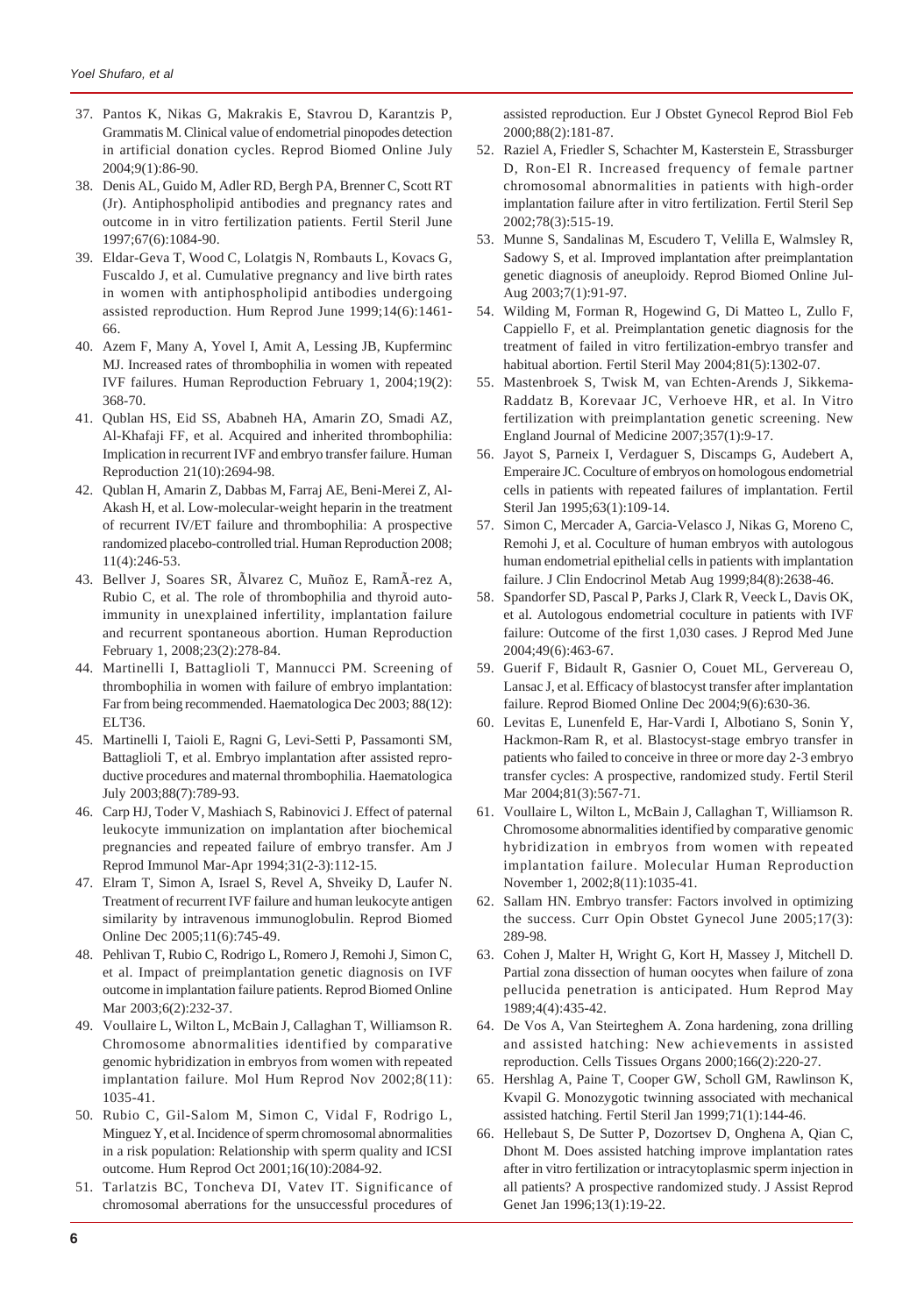37. Pantos K, Nikas G, Makrakis E, Stavrou D, Karantzis P, Grammatis M. Clinical value of endometrial pinopodes detection in artificial donation cycles. Reprod Biomed Online July 2004;9(1):86-90.
38. Denis AL, Guido M, Adler RD, Bergh PA, Brenner C, Scott RT (Jr). Antiphospholipid antibodies and pregnancy rates and outcome in in vitro fertilization patients. Fertil Steril June 1997;67(6):1084-90.
39. Eldar-Geva T, Wood C, Lolatgis N, Rombauts L, Kovacs G, Fuscaldo J, et al. Cumulative pregnancy and live birth rates in women with antiphospholipid antibodies undergoing assisted reproduction. Hum Reprod June 1999;14(6):1461-66.
40. Azem F, Many A, Yovel I, Amit A, Lessing JB, Kupferminc MJ. Increased rates of thrombophilia in women with repeated IVF failures. Human Reproduction February 1, 2004;19(2): 368-70.
41. Qublan HS, Eid SS, Ababneh HA, Amarin ZO, Smadi AZ, Al-Khafaji FF, et al. Acquired and inherited thrombophilia: Implication in recurrent IVF and embryo transfer failure. Human Reproduction 21(10):2694-98.
42. Qublan H, Amarin Z, Dabbas M, Farraj AE, Beni-Merei Z, Al-Akash H, et al. Low-molecular-weight heparin in the treatment of recurrent IV/ET failure and thrombophilia: A prospective randomized placebo-controlled trial. Human Reproduction 2008; 11(4):246-53.
43. Bellver J, Soares SR, Ãlvarez C, Muñoz E, RamÃ-rez A, Rubio C, et al. The role of thrombophilia and thyroid autoimmunity in unexplained infertility, implantation failure and recurrent spontaneous abortion. Human Reproduction February 1, 2008;23(2):278-84.
44. Martinelli I, Battaglioli T, Mannucci PM. Screening of thrombophilia in women with failure of embryo implantation: Far from being recommended. Haematologica Dec 2003; 88(12): ELT36.
45. Martinelli I, Taioli E, Ragni G, Levi-Setti P, Passamonti SM, Battaglioli T, et al. Embryo implantation after assisted reproductive procedures and maternal thrombophilia. Haematologica July 2003;88(7):789-93.
46. Carp HJ, Toder V, Mashiach S, Rabinovici J. Effect of paternal leukocyte immunization on implantation after biochemical pregnancies and repeated failure of embryo transfer. Am J Reprod Immunol Mar-Apr 1994;31(2-3):112-15.
47. Elram T, Simon A, Israel S, Revel A, Shveiky D, Laufer N. Treatment of recurrent IVF failure and human leukocyte antigen similarity by intravenous immunoglobulin. Reprod Biomed Online Dec 2005;11(6):745-49.
48. Pehlivan T, Rubio C, Rodrigo L, Romero J, Remohi J, Simon C, et al. Impact of preimplantation genetic diagnosis on IVF outcome in implantation failure patients. Reprod Biomed Online Mar 2003;6(2):232-37.
49. Voullaire L, Wilton L, McBain J, Callaghan T, Williamson R. Chromosome abnormalities identified by comparative genomic hybridization in embryos from women with repeated implantation failure. Mol Hum Reprod Nov 2002;8(11): 1035-41.
50. Rubio C, Gil-Salom M, Simon C, Vidal F, Rodrigo L, Minguez Y, et al. Incidence of sperm chromosomal abnormalities in a risk population: Relationship with sperm quality and ICSI outcome. Hum Reprod Oct 2001;16(10):2084-92.
51. Tarlatzis BC, Toncheva DI, Vatev IT. Significance of chromosomal aberrations for the unsuccessful procedures of assisted reproduction. Eur J Obstet Gynecol Reprod Biol Feb 2000;88(2):181-87.
52. Raziel A, Friedler S, Schachter M, Kasterstein E, Strassburger D, Ron-El R. Increased frequency of female partner chromosomal abnormalities in patients with high-order implantation failure after in vitro fertilization. Fertil Steril Sep 2002;78(3):515-19.
53. Munne S, Sandalinas M, Escudero T, Velilla E, Walmsley R, Sadowy S, et al. Improved implantation after preimplantation genetic diagnosis of aneuploidy. Reprod Biomed Online Jul-Aug 2003;7(1):91-97.
54. Wilding M, Forman R, Hogewind G, Di Matteo L, Zullo F, Cappiello F, et al. Preimplantation genetic diagnosis for the treatment of failed in vitro fertilization-embryo transfer and habitual abortion. Fertil Steril May 2004;81(5):1302-07.
55. Mastenbroek S, Twisk M, van Echten-Arends J, Sikkema-Raddatz B, Korevaar JC, Verhoeve HR, et al. In Vitro fertilization with preimplantation genetic screening. New England Journal of Medicine 2007;357(1):9-17.
56. Jayot S, Parneix I, Verdaguer S, Discamps G, Audebert A, Emperaire JC. Coculture of embryos on homologous endometrial cells in patients with repeated failures of implantation. Fertil Steril Jan 1995;63(1):109-14.
57. Simon C, Mercader A, Garcia-Velasco J, Nikas G, Moreno C, Remohi J, et al. Coculture of human embryos with autologous human endometrial epithelial cells in patients with implantation failure. J Clin Endocrinol Metab Aug 1999;84(8):2638-46.
58. Spandorfer SD, Pascal P, Parks J, Clark R, Veeck L, Davis OK, et al. Autologous endometrial coculture in patients with IVF failure: Outcome of the first 1,030 cases. J Reprod Med June 2004;49(6):463-67.
59. Guerif F, Bidault R, Gasnier O, Couet ML, Gervereau O, Lansac J, et al. Efficacy of blastocyst transfer after implantation failure. Reprod Biomed Online Dec 2004;9(6):630-36.
60. Levitas E, Lunenfeld E, Har-Vardi I, Albotiano S, Sonin Y, Hackmon-Ram R, et al. Blastocyst-stage embryo transfer in patients who failed to conceive in three or more day 2-3 embryo transfer cycles: A prospective, randomized study. Fertil Steril Mar 2004;81(3):567-71.
61. Voullaire L, Wilton L, McBain J, Callaghan T, Williamson R. Chromosome abnormalities identified by comparative genomic hybridization in embryos from women with repeated implantation failure. Molecular Human Reproduction November 1, 2002;8(11):1035-41.
62. Sallam HN. Embryo transfer: Factors involved in optimizing the success. Curr Opin Obstet Gynecol June 2005;17(3): 289-98.
63. Cohen J, Malter H, Wright G, Kort H, Massey J, Mitchell D. Partial zona dissection of human oocytes when failure of zona pellucida penetration is anticipated. Hum Reprod May 1989;4(4):435-42.
64. De Vos A, Van Steirteghem A. Zona hardening, zona drilling and assisted hatching: New achievements in assisted reproduction. Cells Tissues Organs 2000;166(2):220-27.
65. Hershlag A, Paine T, Cooper GW, Scholl GM, Rawlinson K, Kvapil G. Monozygotic twinning associated with mechanical assisted hatching. Fertil Steril Jan 1999;71(1):144-46.
66. Hellebaut S, De Sutter P, Dozortsev D, Onghena A, Qian C, Dhont M. Does assisted hatching improve implantation rates after in vitro fertilization or intracytoplasmic sperm injection in all patients? A prospective randomized study. J Assist Reprod Genet Jan 1996;13(1):19-22.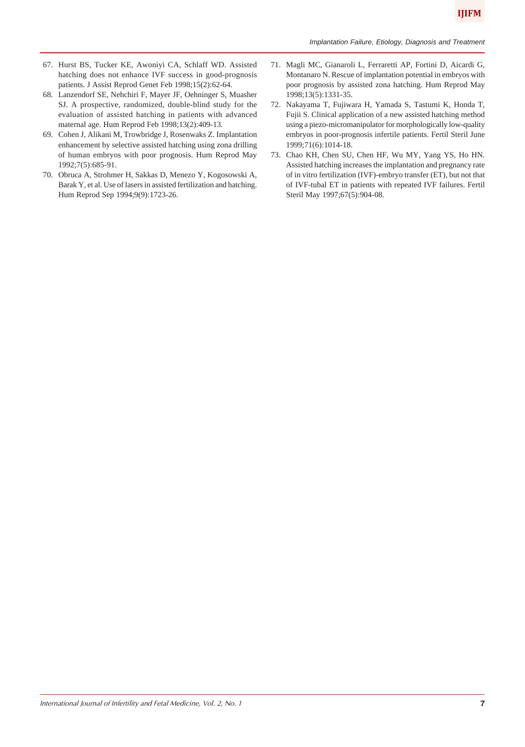67. Hurst BS, Tucker KE, Awoniyi CA, Schlaff WD. Assisted hatching does not enhance IVF success in good-prognosis patients. J Assist Reprod Genet Feb 1998;15(2):62-64.
68. Lanzendorf SE, Nehchiri F, Mayer JF, Oehninger S, Muasher SJ. A prospective, randomized, double-blind study for the evaluation of assisted hatching in patients with advanced maternal age. Hum Reprod Feb 1998;13(2):409-13.
69. Cohen J, Alikani M, Trowbridge J, Rosenwaks Z. Implantation enhancement by selective assisted hatching using zona drilling of human embryos with poor prognosis. Hum Reprod May 1992;7(5):685-91.
70. Obruca A, Strohmer H, Sakkas D, Menezo Y, Kogosowski A, Barak Y, et al. Use of lasers in assisted fertilization and hatching. Hum Reprod Sep 1994;9(9):1723-26.
71. Magli MC, Gianaroli L, Ferraretti AP, Fortini D, Aicardi G, Montanaro N. Rescue of implantation potential in embryos with poor prognosis by assisted zona hatching. Hum Reprod May 1998;13(5):1331-35.
72. Nakayama T, Fujiwara H, Yamada S, Tastumi K, Honda T, Fujii S. Clinical application of a new assisted hatching method using a piezo-micromanipulator for morphologically low-quality embryos in poor-prognosis infertile patients. Fertil Steril June 1999;71(6):1014-18.
73. Chao KH, Chen SU, Chen HF, Wu MY, Yang YS, Ho HN. Assisted hatching increases the implantation and pregnancy rate of in vitro fertilization (IVF)-embryo transfer (ET), but not that of IVF-tubal ET in patients with repeated IVF failures. Fertil Steril May 1997;67(5):904-08.